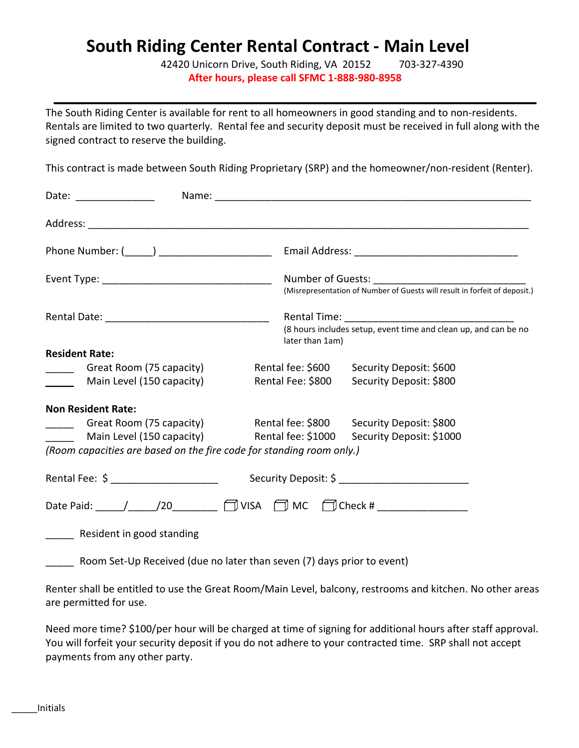# South Riding Center Rental Contract - Main Level

42420 Unicorn Drive, South Riding, VA 20152 703-327-4390

**After hours, please call SFMC 1-888-980-8958**

---

The South Riding Center is available for rent to all homeowners in good standing and to non-residents. Rentals are limited to two quarterly. Rental fee and security deposit must be received in full along with the signed contract to reserve the building.

This contract is made between South Riding Proprietary (SRP) and the homeowner/non-resident (Renter).

Date: ______________ Name: ________________________________________________________

Address: ___________________________________________________________________________

Phone Number: (_____) ___________________ Email Address: _____________________________

Event Type: ______________________________ Number of Guests: ___________________________
(Misrepresentation of Number of Guests will result in forfeit of deposit.)

Rental Date: _____________________________ Rental Time: ______________________________
(8 hours includes setup, event time and clean up, and can be no later than 1am)

**Resident Rate:**

| | Room | Rental Fee | Security Deposit |
|---|---|---|---|
| _____ | Great Room (75 capacity) | Rental fee: $600 | Security Deposit: $600 |
| _____ | Main Level (150 capacity) | Rental Fee: $800 | Security Deposit: $800 |

**Non Resident Rate:**

| | Room | Rental Fee | Security Deposit |
|---|---|---|---|
| _____ | Great Room (75 capacity) | Rental fee: $800 | Security Deposit: $800 |
| _____ | Main Level (150 capacity) | Rental fee: $1000 | Security Deposit: $1000 |

*(Room capacities are based on the fire code for standing room only.)*

Rental Fee: $ __________________ Security Deposit: $ ______________________

Date Paid: _____/_____/20________ ☐ VISA ☐ MC ☐ Check # _______________

_____ Resident in good standing

_____ Room Set-Up Received (due no later than seven (7) days prior to event)

Renter shall be entitled to use the Great Room/Main Level, balcony, restrooms and kitchen. No other areas are permitted for use.

Need more time? $100/per hour will be charged at time of signing for additional hours after staff approval. You will forfeit your security deposit if you do not adhere to your contracted time. SRP shall not accept payments from any other party.

_____Initials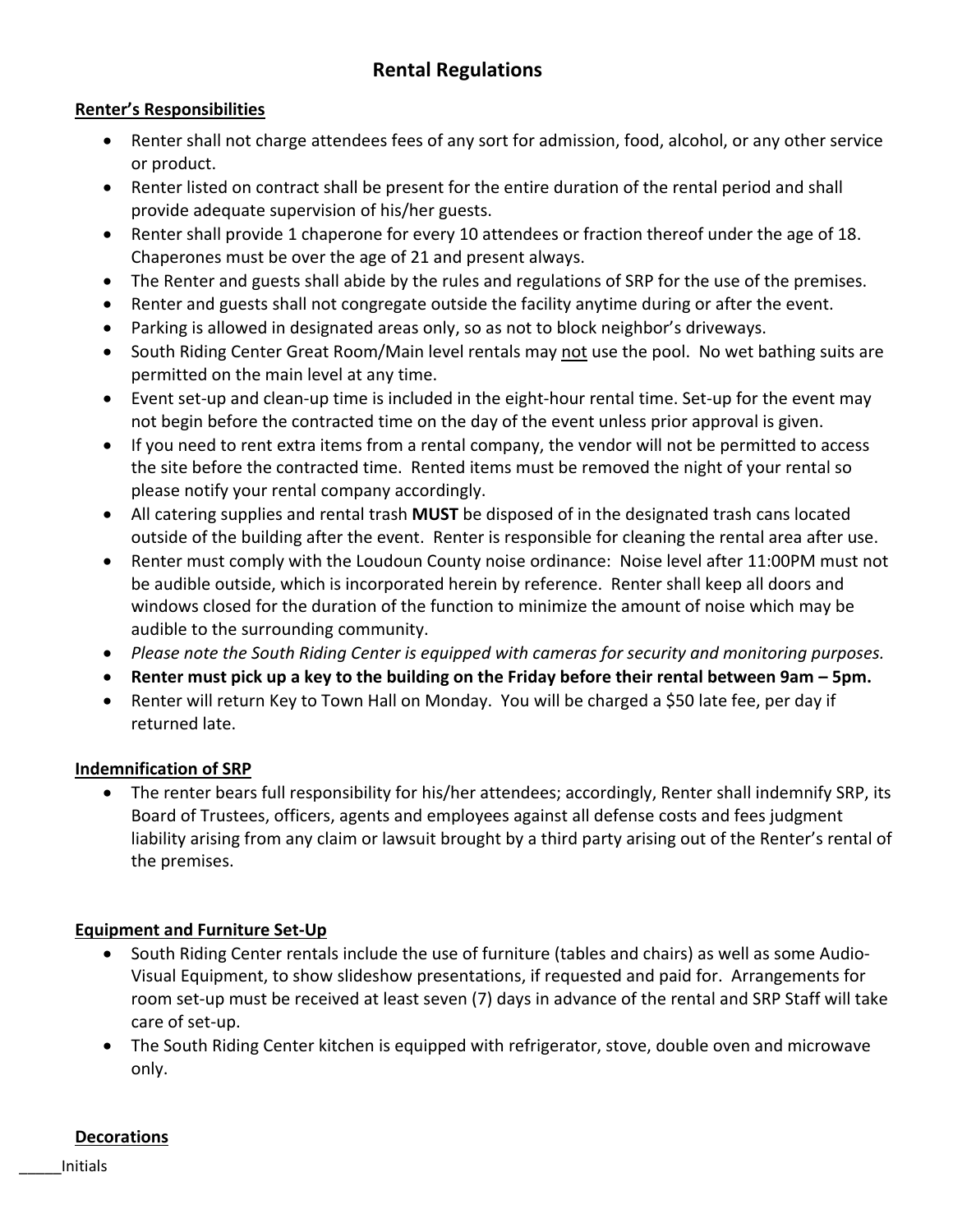# Rental Regulations

## Renter's Responsibilities

- Renter shall not charge attendees fees of any sort for admission, food, alcohol, or any other service or product.
- Renter listed on contract shall be present for the entire duration of the rental period and shall provide adequate supervision of his/her guests.
- Renter shall provide 1 chaperone for every 10 attendees or fraction thereof under the age of 18. Chaperones must be over the age of 21 and present always.
- The Renter and guests shall abide by the rules and regulations of SRP for the use of the premises.
- Renter and guests shall not congregate outside the facility anytime during or after the event.
- Parking is allowed in designated areas only, so as not to block neighbor's driveways.
- South Riding Center Great Room/Main level rentals may not use the pool. No wet bathing suits are permitted on the main level at any time.
- Event set-up and clean-up time is included in the eight-hour rental time. Set-up for the event may not begin before the contracted time on the day of the event unless prior approval is given.
- If you need to rent extra items from a rental company, the vendor will not be permitted to access the site before the contracted time. Rented items must be removed the night of your rental so please notify your rental company accordingly.
- All catering supplies and rental trash **MUST** be disposed of in the designated trash cans located outside of the building after the event. Renter is responsible for cleaning the rental area after use.
- Renter must comply with the Loudoun County noise ordinance: Noise level after 11:00PM must not be audible outside, which is incorporated herein by reference. Renter shall keep all doors and windows closed for the duration of the function to minimize the amount of noise which may be audible to the surrounding community.
- *Please note the South Riding Center is equipped with cameras for security and monitoring purposes.*
- **Renter must pick up a key to the building on the Friday before their rental between 9am – 5pm.**
- Renter will return Key to Town Hall on Monday. You will be charged a $50 late fee, per day if returned late.

## Indemnification of SRP

- The renter bears full responsibility for his/her attendees; accordingly, Renter shall indemnify SRP, its Board of Trustees, officers, agents and employees against all defense costs and fees judgment liability arising from any claim or lawsuit brought by a third party arising out of the Renter's rental of the premises.

## Equipment and Furniture Set-Up

- South Riding Center rentals include the use of furniture (tables and chairs) as well as some Audio-Visual Equipment, to show slideshow presentations, if requested and paid for. Arrangements for room set-up must be received at least seven (7) days in advance of the rental and SRP Staff will take care of set-up.
- The South Riding Center kitchen is equipped with refrigerator, stove, double oven and microwave only.

## Decorations

_____Initials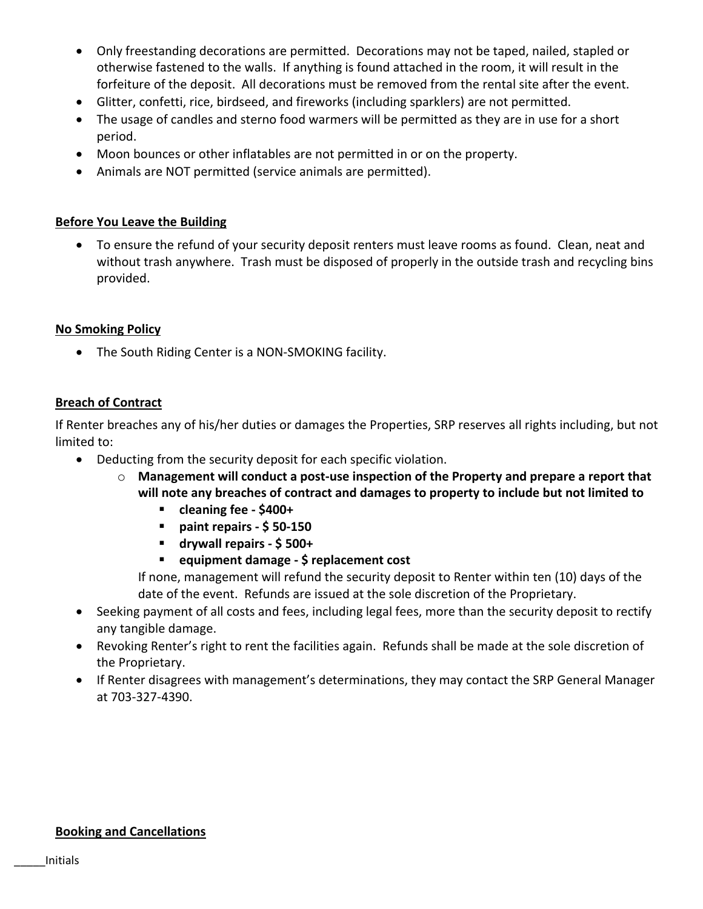- Only freestanding decorations are permitted. Decorations may not be taped, nailed, stapled or otherwise fastened to the walls. If anything is found attached in the room, it will result in the forfeiture of the deposit. All decorations must be removed from the rental site after the event.
- Glitter, confetti, rice, birdseed, and fireworks (including sparklers) are not permitted.
- The usage of candles and sterno food warmers will be permitted as they are in use for a short period.
- Moon bounces or other inflatables are not permitted in or on the property.
- Animals are NOT permitted (service animals are permitted).

**Before You Leave the Building**

- To ensure the refund of your security deposit renters must leave rooms as found. Clean, neat and without trash anywhere. Trash must be disposed of properly in the outside trash and recycling bins provided.

**No Smoking Policy**

- The South Riding Center is a NON-SMOKING facility.

**Breach of Contract**

If Renter breaches any of his/her duties or damages the Properties, SRP reserves all rights including, but not limited to:

- Deducting from the security deposit for each specific violation.
  - **Management will conduct a post-use inspection of the Property and prepare a report that will note any breaches of contract and damages to property to include but not limited to**
    - **cleaning fee - $400+**
    - **paint repairs - $ 50-150**
    - **drywall repairs - $ 500+**
    - **equipment damage - $ replacement cost**

    If none, management will refund the security deposit to Renter within ten (10) days of the date of the event. Refunds are issued at the sole discretion of the Proprietary.
- Seeking payment of all costs and fees, including legal fees, more than the security deposit to rectify any tangible damage.
- Revoking Renter's right to rent the facilities again. Refunds shall be made at the sole discretion of the Proprietary.
- If Renter disagrees with management's determinations, they may contact the SRP General Manager at 703-327-4390.

**Booking and Cancellations**

_____Initials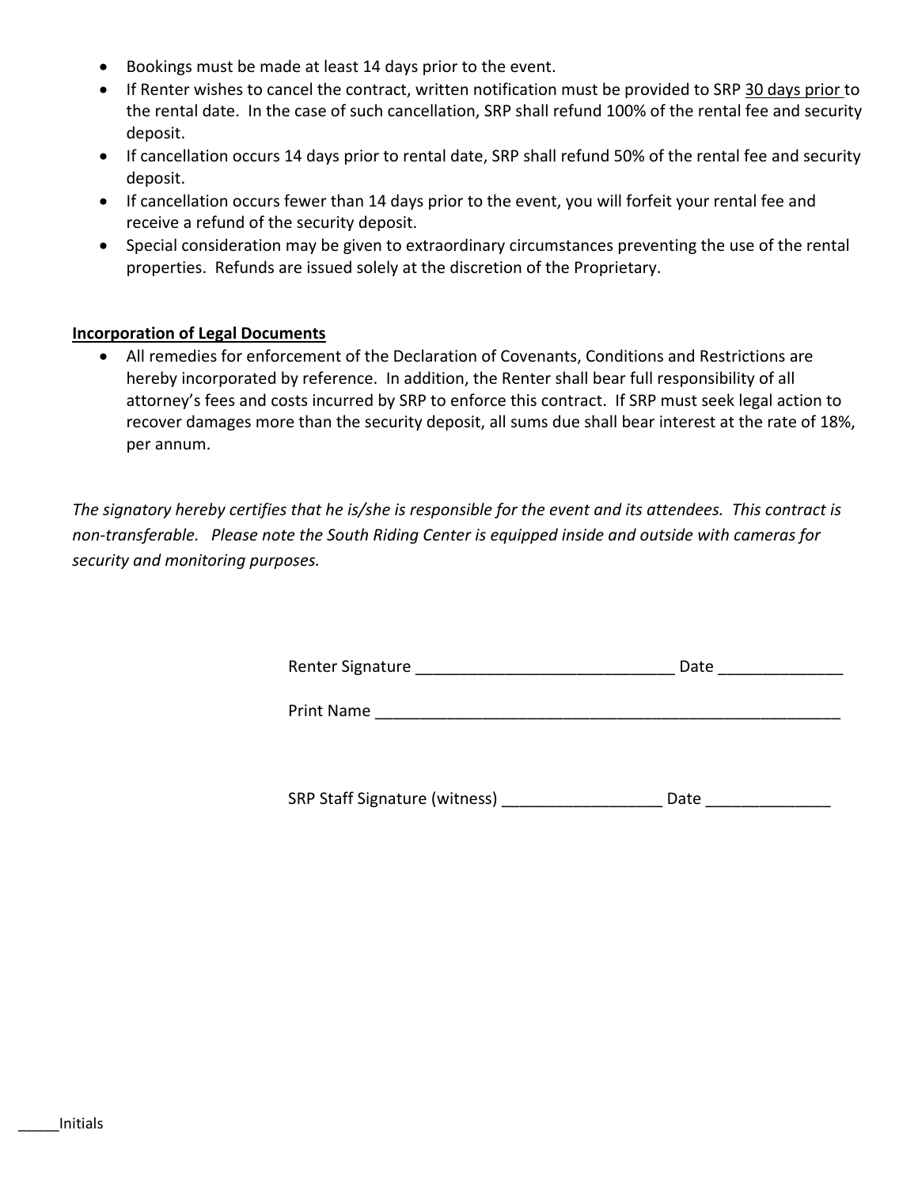- Bookings must be made at least 14 days prior to the event.
- If Renter wishes to cancel the contract, written notification must be provided to SRP <u>30 days prior</u> to the rental date. In the case of such cancellation, SRP shall refund 100% of the rental fee and security deposit.
- If cancellation occurs 14 days prior to rental date, SRP shall refund 50% of the rental fee and security deposit.
- If cancellation occurs fewer than 14 days prior to the event, you will forfeit your rental fee and receive a refund of the security deposit.
- Special consideration may be given to extraordinary circumstances preventing the use of the rental properties. Refunds are issued solely at the discretion of the Proprietary.

**<u>Incorporation of Legal Documents</u>**

- All remedies for enforcement of the Declaration of Covenants, Conditions and Restrictions are hereby incorporated by reference. In addition, the Renter shall bear full responsibility of all attorney's fees and costs incurred by SRP to enforce this contract. If SRP must seek legal action to recover damages more than the security deposit, all sums due shall bear interest at the rate of 18%, per annum.

*The signatory hereby certifies that he is/she is responsible for the event and its attendees. This contract is non-transferable. Please note the South Riding Center is equipped inside and outside with cameras for security and monitoring purposes.*

Renter Signature _____________________________ Date ______________

Print Name ______________________________________________________

SRP Staff Signature (witness) __________________ Date ______________

_____Initials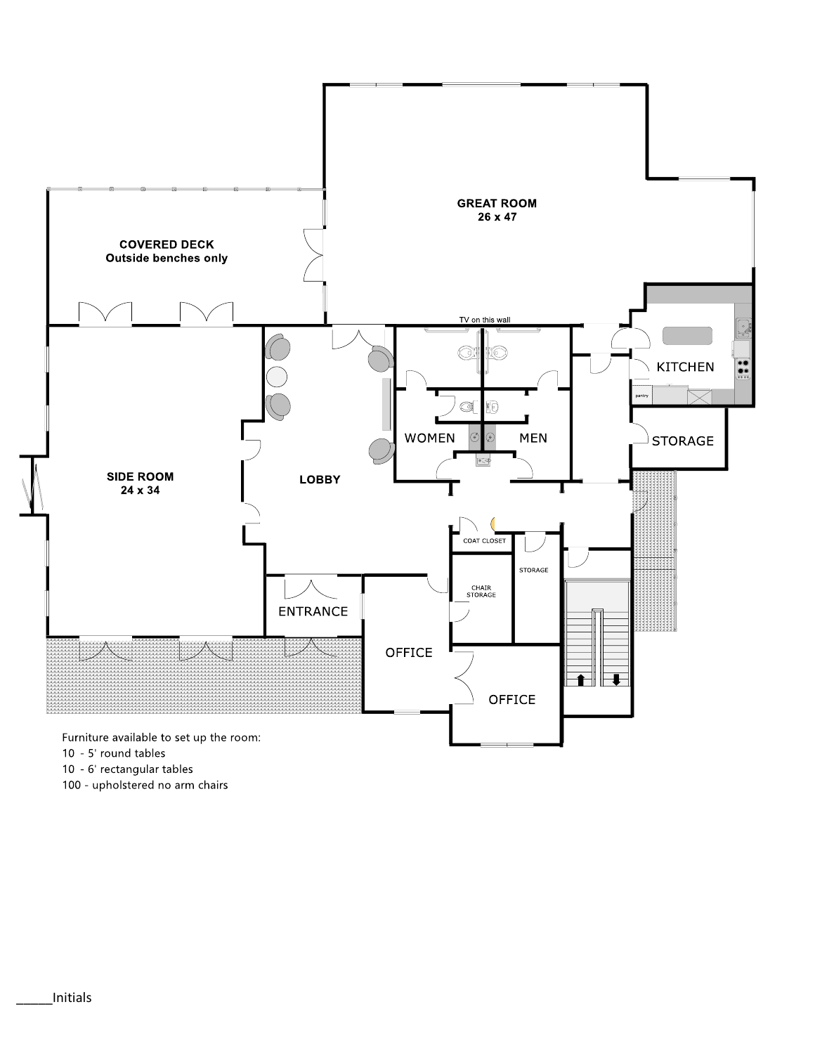GREAT ROOM
26 x 47

COVERED DECK
Outside benches only

TV on this wall

KITCHEN

pantry

WOMEN

MEN

STORAGE

SIDE ROOM
24 x 34

LOBBY

COAT CLOSET

STORAGE

CHAIR STORAGE

ENTRANCE

OFFICE

OFFICE

Furniture available to set up the room:
10 - 5' round tables
10 - 6' rectangular tables
100 - upholstered no arm chairs

_____Initials